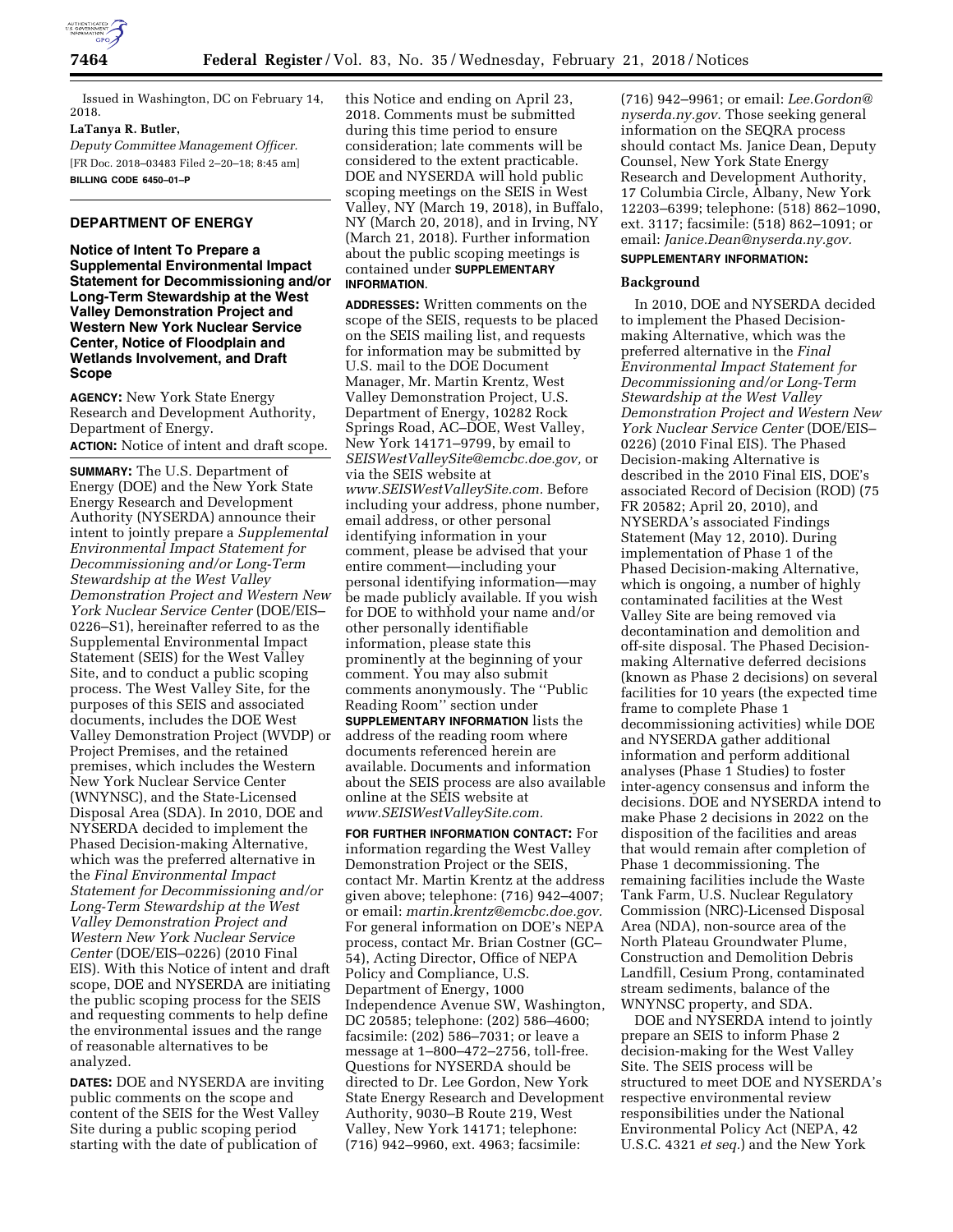Issued in Washington, DC on February 14, 2018.

**LaTanya R. Butler,**

*Deputy Committee Management Officer.*

[FR Doc. 2018–03483 Filed 2–20–18; 8:45 am]

**BILLING CODE 6450–01–P**

## DEPARTMENT OF ENERGY

### Notice of Intent To Prepare a Supplemental Environmental Impact Statement for Decommissioning and/or Long-Term Stewardship at the West Valley Demonstration Project and Western New York Nuclear Service Center, Notice of Floodplain and Wetlands Involvement, and Draft Scope

**AGENCY:** New York State Energy Research and Development Authority, Department of Energy.

**ACTION:** Notice of intent and draft scope.

**SUMMARY:** The U.S. Department of Energy (DOE) and the New York State Energy Research and Development Authority (NYSERDA) announce their intent to jointly prepare a *Supplemental Environmental Impact Statement for Decommissioning and/or Long-Term Stewardship at the West Valley Demonstration Project and Western New York Nuclear Service Center* (DOE/EIS–0226–S1), hereinafter referred to as the Supplemental Environmental Impact Statement (SEIS) for the West Valley Site, and to conduct a public scoping process. The West Valley Site, for the purposes of this SEIS and associated documents, includes the DOE West Valley Demonstration Project (WVDP) or Project Premises, and the retained premises, which includes the Western New York Nuclear Service Center (WNYNSC), and the State-Licensed Disposal Area (SDA). In 2010, DOE and NYSERDA decided to implement the Phased Decision-making Alternative, which was the preferred alternative in the *Final Environmental Impact Statement for Decommissioning and/or Long-Term Stewardship at the West Valley Demonstration Project and Western New York Nuclear Service Center* (DOE/EIS–0226) (2010 Final EIS). With this Notice of intent and draft scope, DOE and NYSERDA are initiating the public scoping process for the SEIS and requesting comments to help define the environmental issues and the range of reasonable alternatives to be analyzed.

**DATES:** DOE and NYSERDA are inviting public comments on the scope and content of the SEIS for the West Valley Site during a public scoping period starting with the date of publication of this Notice and ending on April 23, 2018. Comments must be submitted during this time period to ensure consideration; late comments will be considered to the extent practicable. DOE and NYSERDA will hold public scoping meetings on the SEIS in West Valley, NY (March 19, 2018), in Buffalo, NY (March 20, 2018), and in Irving, NY (March 21, 2018). Further information about the public scoping meetings is contained under **SUPPLEMENTARY INFORMATION**.

**ADDRESSES:** Written comments on the scope of the SEIS, requests to be placed on the SEIS mailing list, and requests for information may be submitted by U.S. mail to the DOE Document Manager, Mr. Martin Krentz, West Valley Demonstration Project, U.S. Department of Energy, 10282 Rock Springs Road, AC–DOE, West Valley, New York 14171–9799, by email to *SEISWestValleySite@emcbc.doe.gov,* or via the SEIS website at *www.SEISWestValleySite.com.* Before including your address, phone number, email address, or other personal identifying information in your comment, please be advised that your entire comment—including your personal identifying information—may be made publicly available. If you wish for DOE to withhold your name and/or other personally identifiable information, please state this prominently at the beginning of your comment. You may also submit comments anonymously. The ''Public Reading Room'' section under **SUPPLEMENTARY INFORMATION** lists the address of the reading room where documents referenced herein are available. Documents and information about the SEIS process are also available online at the SEIS website at *www.SEISWestValleySite.com.*

**FOR FURTHER INFORMATION CONTACT:** For information regarding the West Valley Demonstration Project or the SEIS, contact Mr. Martin Krentz at the address given above; telephone: (716) 942–4007; or email: *martin.krentz@emcbc.doe.gov.* For general information on DOE's NEPA process, contact Mr. Brian Costner (GC–54), Acting Director, Office of NEPA Policy and Compliance, U.S. Department of Energy, 1000 Independence Avenue SW, Washington, DC 20585; telephone: (202) 586–4600; facsimile: (202) 586–7031; or leave a message at 1–800–472–2756, toll-free. Questions for NYSERDA should be directed to Dr. Lee Gordon, New York State Energy Research and Development Authority, 9030–B Route 219, West Valley, New York 14171; telephone: (716) 942–9960, ext. 4963; facsimile: (716) 942–9961; or email: *Lee.Gordon@nyserda.ny.gov.* Those seeking general information on the SEQRA process should contact Ms. Janice Dean, Deputy Counsel, New York State Energy Research and Development Authority, 17 Columbia Circle, Albany, New York 12203–6399; telephone: (518) 862–1090, ext. 3117; facsimile: (518) 862–1091; or email: *Janice.Dean@nyserda.ny.gov.*

**SUPPLEMENTARY INFORMATION:**

### Background

In 2010, DOE and NYSERDA decided to implement the Phased Decision-making Alternative, which was the preferred alternative in the *Final Environmental Impact Statement for Decommissioning and/or Long-Term Stewardship at the West Valley Demonstration Project and Western New York Nuclear Service Center* (DOE/EIS–0226) (2010 Final EIS). The Phased Decision-making Alternative is described in the 2010 Final EIS, DOE's associated Record of Decision (ROD) (75 FR 20582; April 20, 2010), and NYSERDA's associated Findings Statement (May 12, 2010). During implementation of Phase 1 of the Phased Decision-making Alternative, which is ongoing, a number of highly contaminated facilities at the West Valley Site are being removed via decontamination and demolition and off-site disposal. The Phased Decision-making Alternative deferred decisions (known as Phase 2 decisions) on several facilities for 10 years (the expected time frame to complete Phase 1 decommissioning activities) while DOE and NYSERDA gather additional information and perform additional analyses (Phase 1 Studies) to foster inter-agency consensus and inform the decisions. DOE and NYSERDA intend to make Phase 2 decisions in 2022 on the disposition of the facilities and areas that would remain after completion of Phase 1 decommissioning. The remaining facilities include the Waste Tank Farm, U.S. Nuclear Regulatory Commission (NRC)-Licensed Disposal Area (NDA), non-source area of the North Plateau Groundwater Plume, Construction and Demolition Debris Landfill, Cesium Prong, contaminated stream sediments, balance of the WNYNSC property, and SDA.

DOE and NYSERDA intend to jointly prepare an SEIS to inform Phase 2 decision-making for the West Valley Site. The SEIS process will be structured to meet DOE and NYSERDA's respective environmental review responsibilities under the National Environmental Policy Act (NEPA, 42 U.S.C. 4321 *et seq.*) and the New York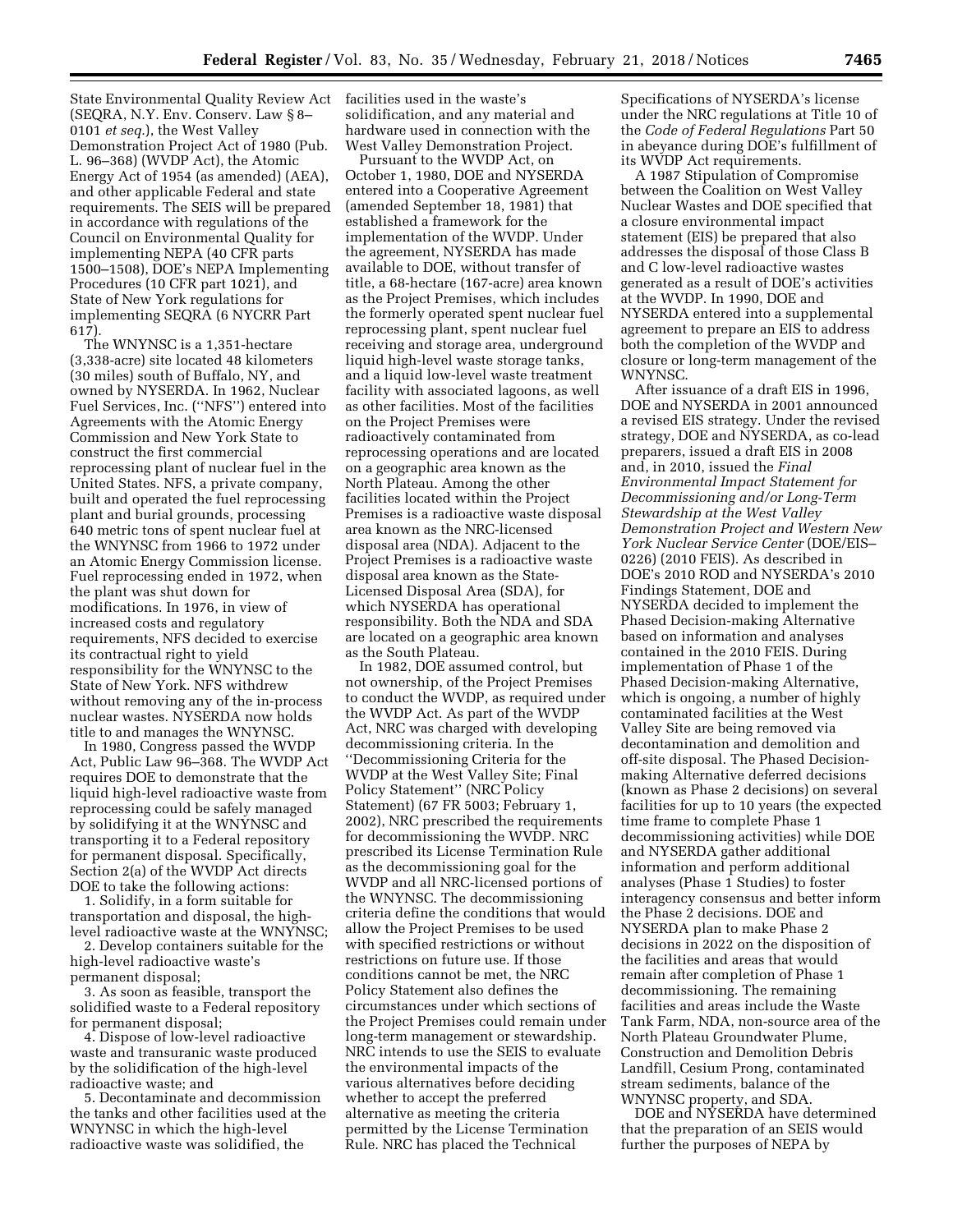State Environmental Quality Review Act (SEQRA, N.Y. Env. Conserv. Law § 8–0101 *et seq.*), the West Valley Demonstration Project Act of 1980 (Pub. L. 96–368) (WVDP Act), the Atomic Energy Act of 1954 (as amended) (AEA), and other applicable Federal and state requirements. The SEIS will be prepared in accordance with regulations of the Council on Environmental Quality for implementing NEPA (40 CFR parts 1500–1508), DOE's NEPA Implementing Procedures (10 CFR part 1021), and State of New York regulations for implementing SEQRA (6 NYCRR Part 617).

The WNYNSC is a 1,351-hectare (3,338-acre) site located 48 kilometers (30 miles) south of Buffalo, NY, and owned by NYSERDA. In 1962, Nuclear Fuel Services, Inc. (''NFS'') entered into Agreements with the Atomic Energy Commission and New York State to construct the first commercial reprocessing plant of nuclear fuel in the United States. NFS, a private company, built and operated the fuel reprocessing plant and burial grounds, processing 640 metric tons of spent nuclear fuel at the WNYNSC from 1966 to 1972 under an Atomic Energy Commission license. Fuel reprocessing ended in 1972, when the plant was shut down for modifications. In 1976, in view of increased costs and regulatory requirements, NFS decided to exercise its contractual right to yield responsibility for the WNYNSC to the State of New York. NFS withdrew without removing any of the in-process nuclear wastes. NYSERDA now holds title to and manages the WNYNSC.

In 1980, Congress passed the WVDP Act, Public Law 96–368. The WVDP Act requires DOE to demonstrate that the liquid high-level radioactive waste from reprocessing could be safely managed by solidifying it at the WNYNSC and transporting it to a Federal repository for permanent disposal. Specifically, Section 2(a) of the WVDP Act directs DOE to take the following actions:

1. Solidify, in a form suitable for transportation and disposal, the high-level radioactive waste at the WNYNSC;
2. Develop containers suitable for the high-level radioactive waste's permanent disposal;
3. As soon as feasible, transport the solidified waste to a Federal repository for permanent disposal;
4. Dispose of low-level radioactive waste and transuranic waste produced by the solidification of the high-level radioactive waste; and
5. Decontaminate and decommission the tanks and other facilities used at the WNYNSC in which the high-level radioactive waste was solidified, the facilities used in the waste's solidification, and any material and hardware used in connection with the West Valley Demonstration Project.

Pursuant to the WVDP Act, on October 1, 1980, DOE and NYSERDA entered into a Cooperative Agreement (amended September 18, 1981) that established a framework for the implementation of the WVDP. Under the agreement, NYSERDA has made available to DOE, without transfer of title, a 68-hectare (167-acre) area known as the Project Premises, which includes the formerly operated spent nuclear fuel reprocessing plant, spent nuclear fuel receiving and storage area, underground liquid high-level waste storage tanks, and a liquid low-level waste treatment facility with associated lagoons, as well as other facilities. Most of the facilities on the Project Premises were radioactively contaminated from reprocessing operations and are located on a geographic area known as the North Plateau. Among the other facilities located within the Project Premises is a radioactive waste disposal area known as the NRC-licensed disposal area (NDA). Adjacent to the Project Premises is a radioactive waste disposal area known as the State-Licensed Disposal Area (SDA), for which NYSERDA has operational responsibility. Both the NDA and SDA are located on a geographic area known as the South Plateau.

In 1982, DOE assumed control, but not ownership, of the Project Premises to conduct the WVDP, as required under the WVDP Act. As part of the WVDP Act, NRC was charged with developing decommissioning criteria. In the ''Decommissioning Criteria for the WVDP at the West Valley Site; Final Policy Statement'' (NRC Policy Statement) (67 FR 5003; February 1, 2002), NRC prescribed the requirements for decommissioning the WVDP. NRC prescribed its License Termination Rule as the decommissioning goal for the WVDP and all NRC-licensed portions of the WNYNSC. The decommissioning criteria define the conditions that would allow the Project Premises to be used with specified restrictions or without restrictions on future use. If those conditions cannot be met, the NRC Policy Statement also defines the circumstances under which sections of the Project Premises could remain under long-term management or stewardship. NRC intends to use the SEIS to evaluate the environmental impacts of the various alternatives before deciding whether to accept the preferred alternative as meeting the criteria permitted by the License Termination Rule. NRC has placed the Technical Specifications of NYSERDA's license under the NRC regulations at Title 10 of the *Code of Federal Regulations* Part 50 in abeyance during DOE's fulfillment of its WVDP Act requirements.

A 1987 Stipulation of Compromise between the Coalition on West Valley Nuclear Wastes and DOE specified that a closure environmental impact statement (EIS) be prepared that also addresses the disposal of those Class B and C low-level radioactive wastes generated as a result of DOE's activities at the WVDP. In 1990, DOE and NYSERDA entered into a supplemental agreement to prepare an EIS to address both the completion of the WVDP and closure or long-term management of the WNYNSC.

After issuance of a draft EIS in 1996, DOE and NYSERDA in 2001 announced a revised EIS strategy. Under the revised strategy, DOE and NYSERDA, as co-lead preparers, issued a draft EIS in 2008 and, in 2010, issued the *Final Environmental Impact Statement for Decommissioning and/or Long-Term Stewardship at the West Valley Demonstration Project and Western New York Nuclear Service Center* (DOE/EIS–0226) (2010 FEIS). As described in DOE's 2010 ROD and NYSERDA's 2010 Findings Statement, DOE and NYSERDA decided to implement the Phased Decision-making Alternative based on information and analyses contained in the 2010 FEIS. During implementation of Phase 1 of the Phased Decision-making Alternative, which is ongoing, a number of highly contaminated facilities at the West Valley Site are being removed via decontamination and demolition and off-site disposal. The Phased Decision-making Alternative deferred decisions (known as Phase 2 decisions) on several facilities for up to 10 years (the expected time frame to complete Phase 1 decommissioning activities) while DOE and NYSERDA gather additional information and perform additional analyses (Phase 1 Studies) to foster interagency consensus and better inform the Phase 2 decisions. DOE and NYSERDA plan to make Phase 2 decisions in 2022 on the disposition of the facilities and areas that would remain after completion of Phase 1 decommissioning. The remaining facilities and areas include the Waste Tank Farm, NDA, non-source area of the North Plateau Groundwater Plume, Construction and Demolition Debris Landfill, Cesium Prong, contaminated stream sediments, balance of the WNYNSC property, and SDA.

DOE and NYSERDA have determined that the preparation of an SEIS would further the purposes of NEPA by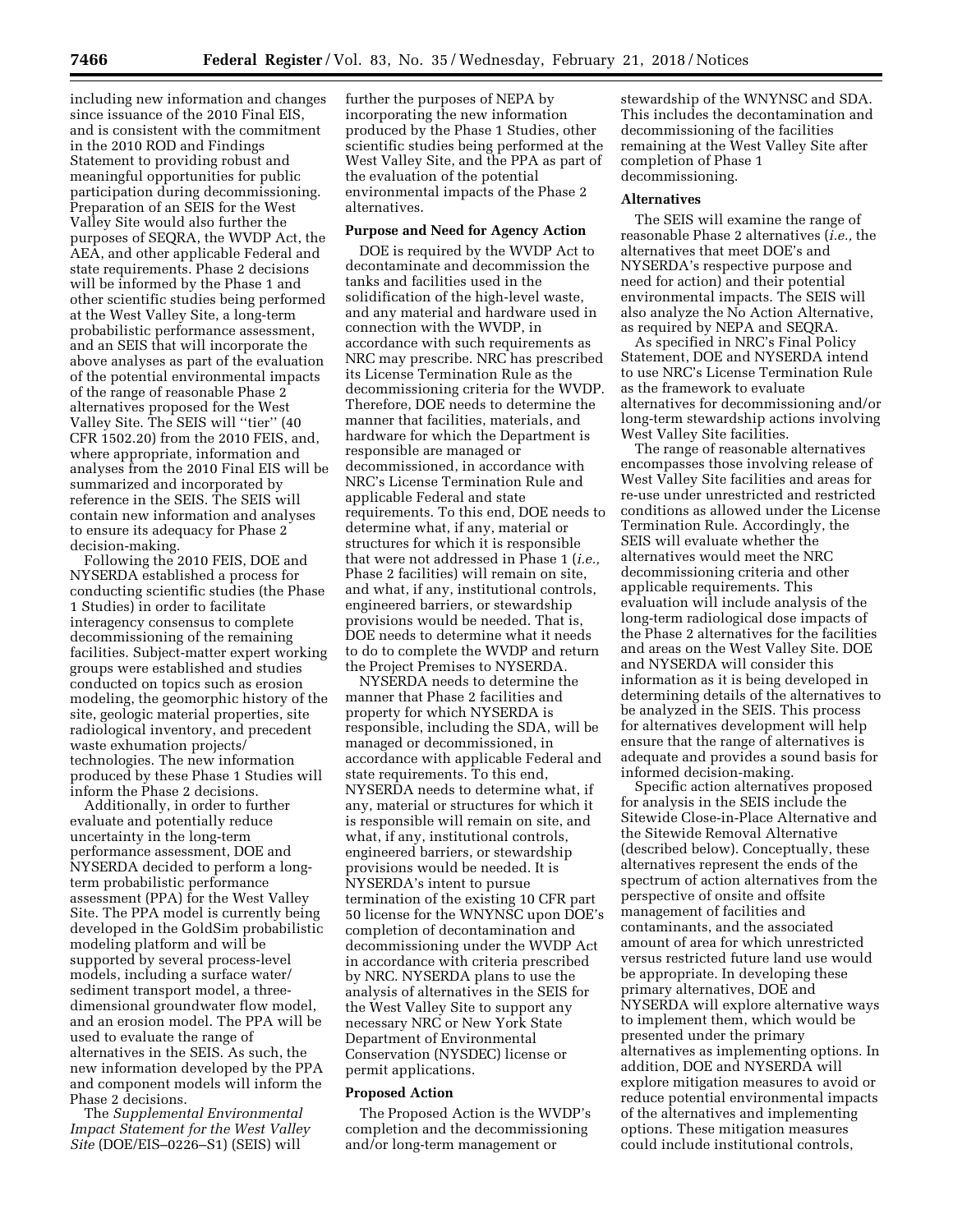including new information and changes since issuance of the 2010 Final EIS, and is consistent with the commitment in the 2010 ROD and Findings Statement to providing robust and meaningful opportunities for public participation during decommissioning. Preparation of an SEIS for the West Valley Site would also further the purposes of SEQRA, the WVDP Act, the AEA, and other applicable Federal and state requirements. Phase 2 decisions will be informed by the Phase 1 and other scientific studies being performed at the West Valley Site, a long-term probabilistic performance assessment, and an SEIS that will incorporate the above analyses as part of the evaluation of the potential environmental impacts of the range of reasonable Phase 2 alternatives proposed for the West Valley Site. The SEIS will "tier" (40 CFR 1502.20) from the 2010 FEIS, and, where appropriate, information and analyses from the 2010 Final EIS will be summarized and incorporated by reference in the SEIS. The SEIS will contain new information and analyses to ensure its adequacy for Phase 2 decision-making.

Following the 2010 FEIS, DOE and NYSERDA established a process for conducting scientific studies (the Phase 1 Studies) in order to facilitate interagency consensus to complete decommissioning of the remaining facilities. Subject-matter expert working groups were established and studies conducted on topics such as erosion modeling, the geomorphic history of the site, geologic material properties, site radiological inventory, and precedent waste exhumation projects/technologies. The new information produced by these Phase 1 Studies will inform the Phase 2 decisions.

Additionally, in order to further evaluate and potentially reduce uncertainty in the long-term performance assessment, DOE and NYSERDA decided to perform a long-term probabilistic performance assessment (PPA) for the West Valley Site. The PPA model is currently being developed in the GoldSim probabilistic modeling platform and will be supported by several process-level models, including a surface water/sediment transport model, a three-dimensional groundwater flow model, and an erosion model. The PPA will be used to evaluate the range of alternatives in the SEIS. As such, the new information developed by the PPA and component models will inform the Phase 2 decisions.

The *Supplemental Environmental Impact Statement for the West Valley Site* (DOE/EIS–0226–S1) (SEIS) will further the purposes of NEPA by incorporating the new information produced by the Phase 1 Studies, other scientific studies being performed at the West Valley Site, and the PPA as part of the evaluation of the potential environmental impacts of the Phase 2 alternatives.

**Purpose and Need for Agency Action**

DOE is required by the WVDP Act to decontaminate and decommission the tanks and facilities used in the solidification of the high-level waste, and any material and hardware used in connection with the WVDP, in accordance with such requirements as NRC may prescribe. NRC has prescribed its License Termination Rule as the decommissioning criteria for the WVDP. Therefore, DOE needs to determine the manner that facilities, materials, and hardware for which the Department is responsible are managed or decommissioned, in accordance with NRC's License Termination Rule and applicable Federal and state requirements. To this end, DOE needs to determine what, if any, material or structures for which it is responsible that were not addressed in Phase 1 (*i.e.,* Phase 2 facilities) will remain on site, and what, if any, institutional controls, engineered barriers, or stewardship provisions would be needed. That is, DOE needs to determine what it needs to do to complete the WVDP and return the Project Premises to NYSERDA.

NYSERDA needs to determine the manner that Phase 2 facilities and property for which NYSERDA is responsible, including the SDA, will be managed or decommissioned, in accordance with applicable Federal and state requirements. To this end, NYSERDA needs to determine what, if any, material or structures for which it is responsible will remain on site, and what, if any, institutional controls, engineered barriers, or stewardship provisions would be needed. It is NYSERDA's intent to pursue termination of the existing 10 CFR part 50 license for the WNYNSC upon DOE's completion of decontamination and decommissioning under the WVDP Act in accordance with criteria prescribed by NRC. NYSERDA plans to use the analysis of alternatives in the SEIS for the West Valley Site to support any necessary NRC or New York State Department of Environmental Conservation (NYSDEC) license or permit applications.

**Proposed Action**

The Proposed Action is the WVDP's completion and the decommissioning and/or long-term management or stewardship of the WNYNSC and SDA. This includes the decontamination and decommissioning of the facilities remaining at the West Valley Site after completion of Phase 1 decommissioning.

**Alternatives**

The SEIS will examine the range of reasonable Phase 2 alternatives (*i.e.,* the alternatives that meet DOE's and NYSERDA's respective purpose and need for action) and their potential environmental impacts. The SEIS will also analyze the No Action Alternative, as required by NEPA and SEQRA.

As specified in NRC's Final Policy Statement, DOE and NYSERDA intend to use NRC's License Termination Rule as the framework to evaluate alternatives for decommissioning and/or long-term stewardship actions involving West Valley Site facilities.

The range of reasonable alternatives encompasses those involving release of West Valley Site facilities and areas for re-use under unrestricted and restricted conditions as allowed under the License Termination Rule. Accordingly, the SEIS will evaluate whether the alternatives would meet the NRC decommissioning criteria and other applicable requirements. This evaluation will include analysis of the long-term radiological dose impacts of the Phase 2 alternatives for the facilities and areas on the West Valley Site. DOE and NYSERDA will consider this information as it is being developed in determining details of the alternatives to be analyzed in the SEIS. This process for alternatives development will help ensure that the range of alternatives is adequate and provides a sound basis for informed decision-making.

Specific action alternatives proposed for analysis in the SEIS include the Sitewide Close-in-Place Alternative and the Sitewide Removal Alternative (described below). Conceptually, these alternatives represent the ends of the spectrum of action alternatives from the perspective of onsite and offsite management of facilities and contaminants, and the associated amount of area for which unrestricted versus restricted future land use would be appropriate. In developing these primary alternatives, DOE and NYSERDA will explore alternative ways to implement them, which would be presented under the primary alternatives as implementing options. In addition, DOE and NYSERDA will explore mitigation measures to avoid or reduce potential environmental impacts of the alternatives and implementing options. These mitigation measures could include institutional controls,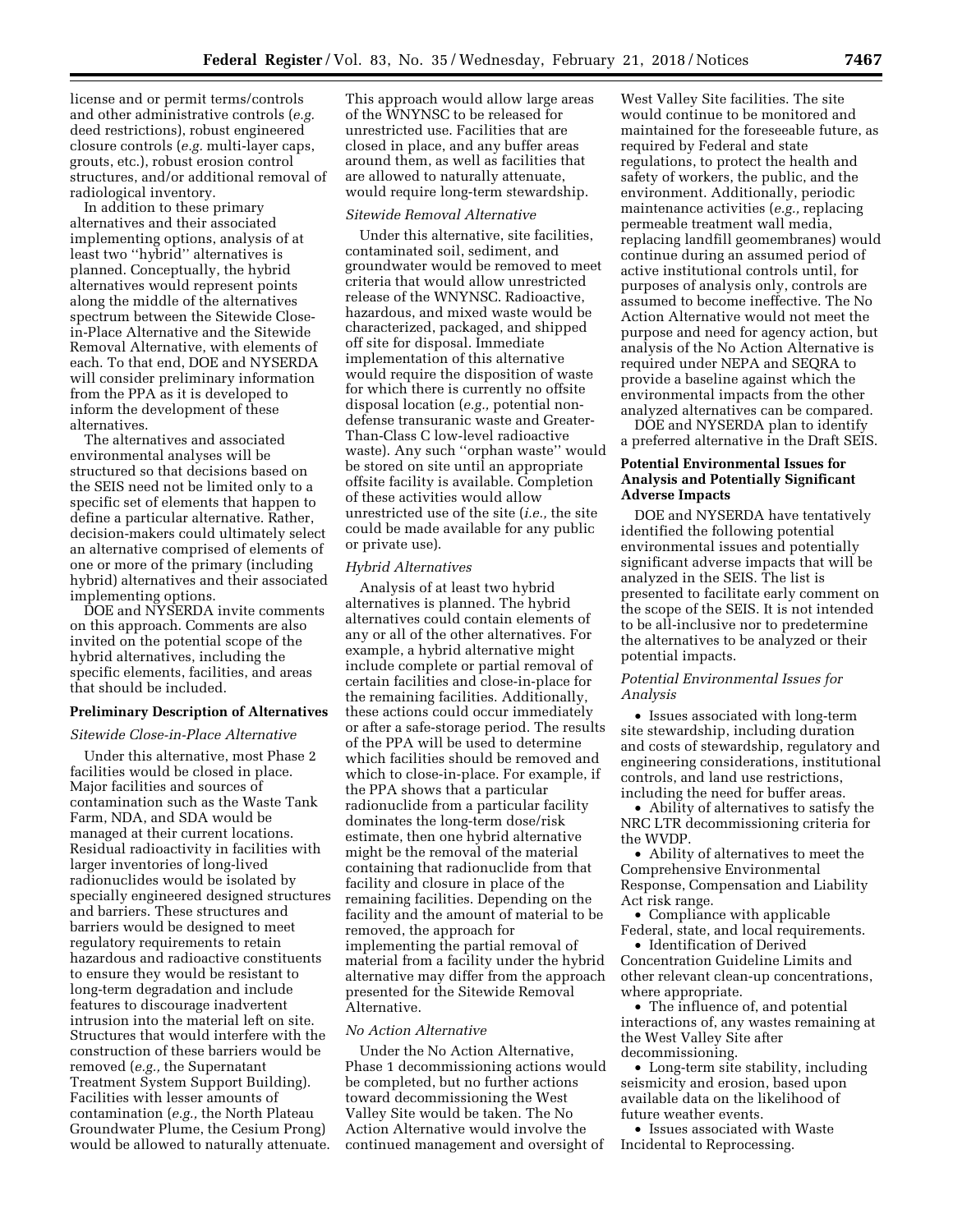license and or permit terms/controls and other administrative controls (*e.g.* deed restrictions), robust engineered closure controls (*e.g.* multi-layer caps, grouts, etc.), robust erosion control structures, and/or additional removal of radiological inventory.

In addition to these primary alternatives and their associated implementing options, analysis of at least two ''hybrid'' alternatives is planned. Conceptually, the hybrid alternatives would represent points along the middle of the alternatives spectrum between the Sitewide Close-in-Place Alternative and the Sitewide Removal Alternative, with elements of each. To that end, DOE and NYSERDA will consider preliminary information from the PPA as it is developed to inform the development of these alternatives.

The alternatives and associated environmental analyses will be structured so that decisions based on the SEIS need not be limited only to a specific set of elements that happen to define a particular alternative. Rather, decision-makers could ultimately select an alternative comprised of elements of one or more of the primary (including hybrid) alternatives and their associated implementing options.

DOE and NYSERDA invite comments on this approach. Comments are also invited on the potential scope of the hybrid alternatives, including the specific elements, facilities, and areas that should be included.

**Preliminary Description of Alternatives**

*Sitewide Close-in-Place Alternative*

Under this alternative, most Phase 2 facilities would be closed in place. Major facilities and sources of contamination such as the Waste Tank Farm, NDA, and SDA would be managed at their current locations. Residual radioactivity in facilities with larger inventories of long-lived radionuclides would be isolated by specially engineered designed structures and barriers. These structures and barriers would be designed to meet regulatory requirements to retain hazardous and radioactive constituents to ensure they would be resistant to long-term degradation and include features to discourage inadvertent intrusion into the material left on site. Structures that would interfere with the construction of these barriers would be removed (*e.g.,* the Supernatant Treatment System Support Building). Facilities with lesser amounts of contamination (*e.g.,* the North Plateau Groundwater Plume, the Cesium Prong) would be allowed to naturally attenuate. This approach would allow large areas of the WNYNSC to be released for unrestricted use. Facilities that are closed in place, and any buffer areas around them, as well as facilities that are allowed to naturally attenuate, would require long-term stewardship.

*Sitewide Removal Alternative*

Under this alternative, site facilities, contaminated soil, sediment, and groundwater would be removed to meet criteria that would allow unrestricted release of the WNYNSC. Radioactive, hazardous, and mixed waste would be characterized, packaged, and shipped off site for disposal. Immediate implementation of this alternative would require the disposition of waste for which there is currently no offsite disposal location (*e.g.,* potential non-defense transuranic waste and Greater-Than-Class C low-level radioactive waste). Any such ''orphan waste'' would be stored on site until an appropriate offsite facility is available. Completion of these activities would allow unrestricted use of the site (*i.e.,* the site could be made available for any public or private use).

*Hybrid Alternatives*

Analysis of at least two hybrid alternatives is planned. The hybrid alternatives could contain elements of any or all of the other alternatives. For example, a hybrid alternative might include complete or partial removal of certain facilities and close-in-place for the remaining facilities. Additionally, these actions could occur immediately or after a safe-storage period. The results of the PPA will be used to determine which facilities should be removed and which to close-in-place. For example, if the PPA shows that a particular radionuclide from a particular facility dominates the long-term dose/risk estimate, then one hybrid alternative might be the removal of the material containing that radionuclide from that facility and closure in place of the remaining facilities. Depending on the facility and the amount of material to be removed, the approach for implementing the partial removal of material from a facility under the hybrid alternative may differ from the approach presented for the Sitewide Removal Alternative.

*No Action Alternative*

Under the No Action Alternative, Phase 1 decommissioning actions would be completed, but no further actions toward decommissioning the West Valley Site would be taken. The No Action Alternative would involve the continued management and oversight of West Valley Site facilities. The site would continue to be monitored and maintained for the foreseeable future, as required by Federal and state regulations, to protect the health and safety of workers, the public, and the environment. Additionally, periodic maintenance activities (*e.g.,* replacing permeable treatment wall media, replacing landfill geomembranes) would continue during an assumed period of active institutional controls until, for purposes of analysis only, controls are assumed to become ineffective. The No Action Alternative would not meet the purpose and need for agency action, but analysis of the No Action Alternative is required under NEPA and SEQRA to provide a baseline against which the environmental impacts from the other analyzed alternatives can be compared.

DOE and NYSERDA plan to identify a preferred alternative in the Draft SEIS.

**Potential Environmental Issues for Analysis and Potentially Significant Adverse Impacts**

DOE and NYSERDA have tentatively identified the following potential environmental issues and potentially significant adverse impacts that will be analyzed in the SEIS. The list is presented to facilitate early comment on the scope of the SEIS. It is not intended to be all-inclusive nor to predetermine the alternatives to be analyzed or their potential impacts.

*Potential Environmental Issues for Analysis*

- Issues associated with long-term site stewardship, including duration and costs of stewardship, regulatory and engineering considerations, institutional controls, and land use restrictions, including the need for buffer areas.
- Ability of alternatives to satisfy the NRC LTR decommissioning criteria for the WVDP.
- Ability of alternatives to meet the Comprehensive Environmental Response, Compensation and Liability Act risk range.
- Compliance with applicable Federal, state, and local requirements.
- Identification of Derived Concentration Guideline Limits and other relevant clean-up concentrations, where appropriate.
- The influence of, and potential interactions of, any wastes remaining at the West Valley Site after decommissioning.
- Long-term site stability, including seismicity and erosion, based upon available data on the likelihood of future weather events.
- Issues associated with Waste Incidental to Reprocessing.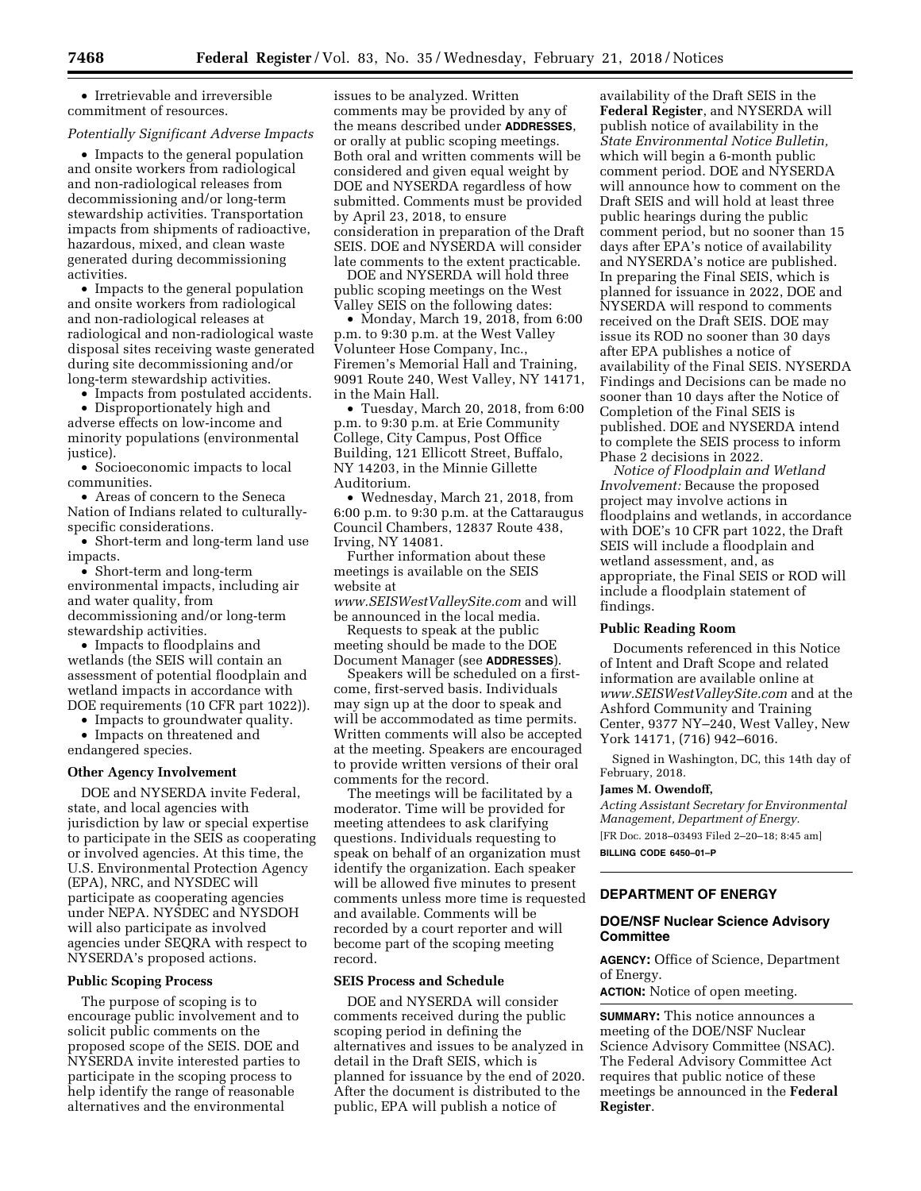• Irretrievable and irreversible commitment of resources.

*Potentially Significant Adverse Impacts*

• Impacts to the general population and onsite workers from radiological and non-radiological releases from decommissioning and/or long-term stewardship activities. Transportation impacts from shipments of radioactive, hazardous, mixed, and clean waste generated during decommissioning activities.

• Impacts to the general population and onsite workers from radiological and non-radiological releases at radiological and non-radiological waste disposal sites receiving waste generated during site decommissioning and/or long-term stewardship activities.

• Impacts from postulated accidents.

• Disproportionately high and adverse effects on low-income and minority populations (environmental justice).

• Socioeconomic impacts to local communities.

• Areas of concern to the Seneca Nation of Indians related to culturally-specific considerations.

• Short-term and long-term land use impacts.

• Short-term and long-term environmental impacts, including air and water quality, from decommissioning and/or long-term stewardship activities.

• Impacts to floodplains and wetlands (the SEIS will contain an assessment of potential floodplain and wetland impacts in accordance with DOE requirements (10 CFR part 1022)).

• Impacts to groundwater quality.

• Impacts on threatened and endangered species.

## Other Agency Involvement

DOE and NYSERDA invite Federal, state, and local agencies with jurisdiction by law or special expertise to participate in the SEIS as cooperating or involved agencies. At this time, the U.S. Environmental Protection Agency (EPA), NRC, and NYSDEC will participate as cooperating agencies under NEPA. NYSDEC and NYSDOH will also participate as involved agencies under SEQRA with respect to NYSERDA's proposed actions.

## Public Scoping Process

The purpose of scoping is to encourage public involvement and to solicit public comments on the proposed scope of the SEIS. DOE and NYSERDA invite interested parties to participate in the scoping process to help identify the range of reasonable alternatives and the environmental issues to be analyzed. Written comments may be provided by any of the means described under **ADDRESSES**, or orally at public scoping meetings. Both oral and written comments will be considered and given equal weight by DOE and NYSERDA regardless of how submitted. Comments must be provided by April 23, 2018, to ensure consideration in preparation of the Draft SEIS. DOE and NYSERDA will consider late comments to the extent practicable.

DOE and NYSERDA will hold three public scoping meetings on the West Valley SEIS on the following dates:

• Monday, March 19, 2018, from 6:00 p.m. to 9:30 p.m. at the West Valley Volunteer Hose Company, Inc., Firemen's Memorial Hall and Training, 9091 Route 240, West Valley, NY 14171, in the Main Hall.

• Tuesday, March 20, 2018, from 6:00 p.m. to 9:30 p.m. at Erie Community College, City Campus, Post Office Building, 121 Ellicott Street, Buffalo, NY 14203, in the Minnie Gillette Auditorium.

• Wednesday, March 21, 2018, from 6:00 p.m. to 9:30 p.m. at the Cattaraugus Council Chambers, 12837 Route 438, Irving, NY 14081.

Further information about these meetings is available on the SEIS website at *www.SEISWestValleySite.com* and will be announced in the local media.

Requests to speak at the public meeting should be made to the DOE Document Manager (see **ADDRESSES**).

Speakers will be scheduled on a first-come, first-served basis. Individuals may sign up at the door to speak and will be accommodated as time permits. Written comments will also be accepted at the meeting. Speakers are encouraged to provide written versions of their oral comments for the record.

The meetings will be facilitated by a moderator. Time will be provided for meeting attendees to ask clarifying questions. Individuals requesting to speak on behalf of an organization must identify the organization. Each speaker will be allowed five minutes to present comments unless more time is requested and available. Comments will be recorded by a court reporter and will become part of the scoping meeting record.

## SEIS Process and Schedule

DOE and NYSERDA will consider comments received during the public scoping period in defining the alternatives and issues to be analyzed in detail in the Draft SEIS, which is planned for issuance by the end of 2020. After the document is distributed to the public, EPA will publish a notice of availability of the Draft SEIS in the **Federal Register**, and NYSERDA will publish notice of availability in the *State Environmental Notice Bulletin,* which will begin a 6-month public comment period. DOE and NYSERDA will announce how to comment on the Draft SEIS and will hold at least three public hearings during the public comment period, but no sooner than 15 days after EPA's notice of availability and NYSERDA's notice are published. In preparing the Final SEIS, which is planned for issuance in 2022, DOE and NYSERDA will respond to comments received on the Draft SEIS. DOE may issue its ROD no sooner than 30 days after EPA publishes a notice of availability of the Final SEIS. NYSERDA Findings and Decisions can be made no sooner than 10 days after the Notice of Completion of the Final SEIS is published. DOE and NYSERDA intend to complete the SEIS process to inform Phase 2 decisions in 2022.

*Notice of Floodplain and Wetland Involvement:* Because the proposed project may involve actions in floodplains and wetlands, in accordance with DOE's 10 CFR part 1022, the Draft SEIS will include a floodplain and wetland assessment, and, as appropriate, the Final SEIS or ROD will include a floodplain statement of findings.

## Public Reading Room

Documents referenced in this Notice of Intent and Draft Scope and related information are available online at *www.SEISWestValleySite.com* and at the Ashford Community and Training Center, 9377 NY–240, West Valley, New York 14171, (716) 942–6016.

Signed in Washington, DC, this 14th day of February, 2018.

**James M. Owendoff,**

*Acting Assistant Secretary for Environmental Management, Department of Energy.*

[FR Doc. 2018–03493 Filed 2–20–18; 8:45 am]

**BILLING CODE 6450–01–P**

---

# DEPARTMENT OF ENERGY

## DOE/NSF Nuclear Science Advisory Committee

**AGENCY:** Office of Science, Department of Energy.

**ACTION:** Notice of open meeting.

**SUMMARY:** This notice announces a meeting of the DOE/NSF Nuclear Science Advisory Committee (NSAC). The Federal Advisory Committee Act requires that public notice of these meetings be announced in the **Federal Register**.